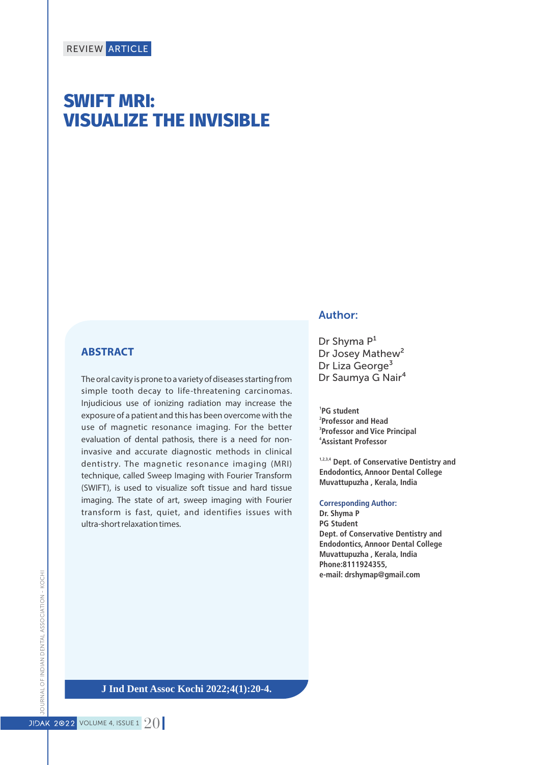REVIEW ARTICLE

# SWIFT MRI: VISUALIZE THE INVISIBLE

## ABSTRACT

The oral cavity is prone to a variety of diseases starting from simple tooth decay to life-threatening carcinomas. Injudicious use of ionizing radiation may increase the exposure of a patient and this has been overcome with the use of magnetic resonance imaging. For the better evaluation of dental pathosis, there is a need for non-invasive and accurate diagnostic methods in clinical dentistry. The magnetic resonance imaging (MRI) technique, called Sweep Imaging with Fourier Transform (SWIFT), is used to visualize soft tissue and hard tissue imaging. The state of art, sweep imaging with Fourier transform is fast, quiet, and identifies issues with ultra-short relaxation times.

**J Ind Dent Assoc Kochi 2022;4(1):20-4.**

## Author:

Dr Shyma P[1]
Dr Josey Mathew[2]
Dr Liza George[3]
Dr Saumya G Nair[4]

[1]**PG student**
[2]**Professor and Head**
[3]**Professor and Vice Principal**
[4]**Assistant Professor**

[1,2,3,4] **Dept. of Conservative Dentistry and Endodontics, Annoor Dental College Muvattupuzha , Kerala, India**

**Corresponding Author:**
**Dr. Shyma P**
**PG Student**
**Dept. of Conservative Dentistry and Endodontics, Annoor Dental College Muvattupuzha , Kerala, India**
**Phone:8111924355,**
**e-mail: drshymap@gmail.com**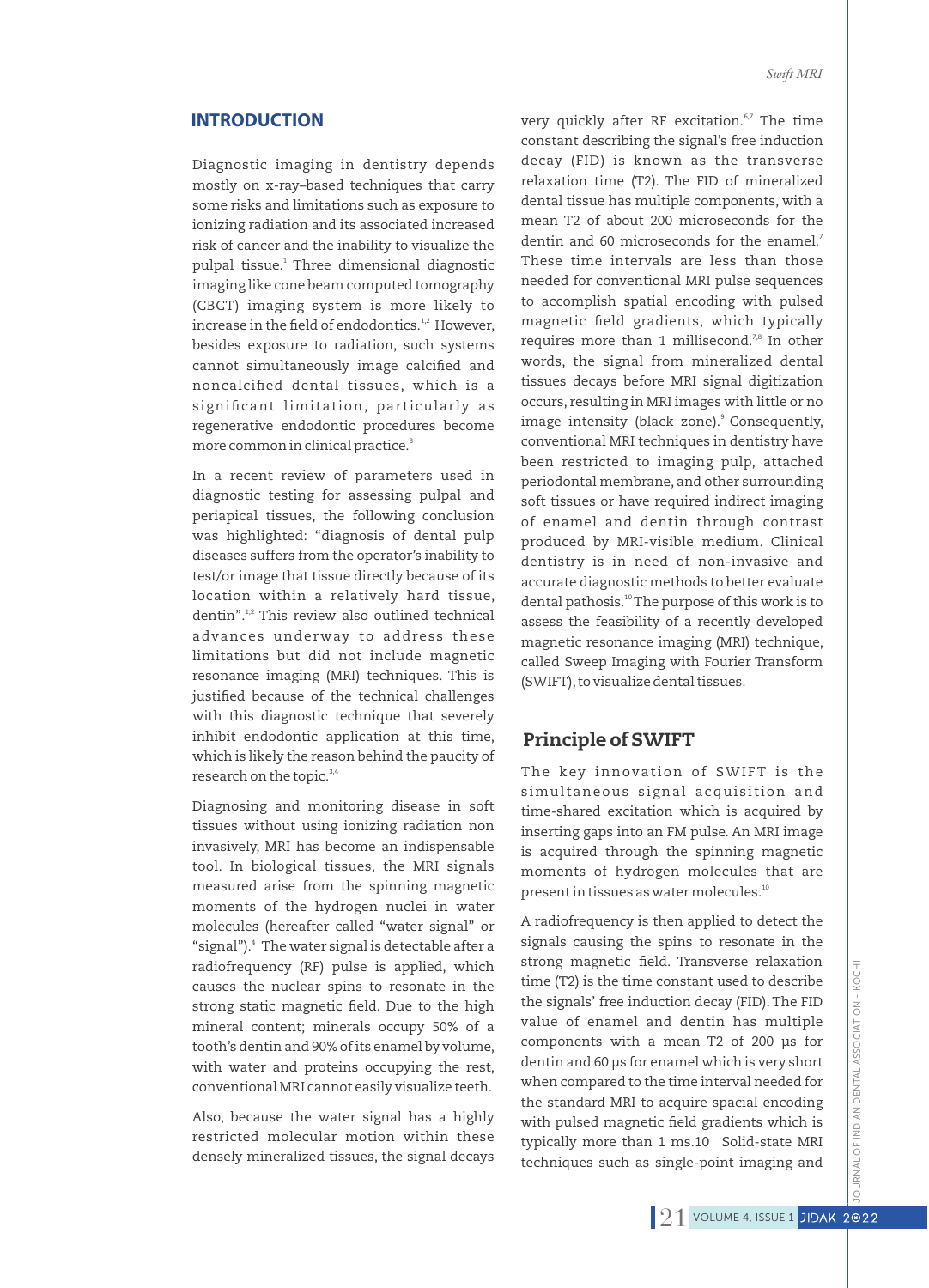## INTRODUCTION

Diagnostic imaging in dentistry depends mostly on x-ray–based techniques that carry some risks and limitations such as exposure to ionizing radiation and its associated increased risk of cancer and the inability to visualize the pulpal tissue.[1] Three dimensional diagnostic imaging like cone beam computed tomography (CBCT) imaging system is more likely to increase in the field of endodontics.[1,2] However, besides exposure to radiation, such systems cannot simultaneously image calcified and noncalcified dental tissues, which is a significant limitation, particularly as regenerative endodontic procedures become more common in clinical practice.[3]

In a recent review of parameters used in diagnostic testing for assessing pulpal and periapical tissues, the following conclusion was highlighted: "diagnosis of dental pulp diseases suffers from the operator's inability to test/or image that tissue directly because of its location within a relatively hard tissue, dentin".[1,2] This review also outlined technical advances underway to address these limitations but did not include magnetic resonance imaging (MRI) techniques. This is justified because of the technical challenges with this diagnostic technique that severely inhibit endodontic application at this time, which is likely the reason behind the paucity of research on the topic.[3,4]

Diagnosing and monitoring disease in soft tissues without using ionizing radiation non invasively, MRI has become an indispensable tool. In biological tissues, the MRI signals measured arise from the spinning magnetic moments of the hydrogen nuclei in water molecules (hereafter called "water signal" or "signal").[4] The water signal is detectable after a radiofrequency (RF) pulse is applied, which causes the nuclear spins to resonate in the strong static magnetic field. Due to the high mineral content; minerals occupy 50% of a tooth's dentin and 90% of its enamel by volume, with water and proteins occupying the rest, conventional MRI cannot easily visualize teeth.

Also, because the water signal has a highly restricted molecular motion within these densely mineralized tissues, the signal decays very quickly after RF excitation.[6,7] The time constant describing the signal's free induction decay (FID) is known as the transverse relaxation time (T2). The FID of mineralized dental tissue has multiple components, with a mean T2 of about 200 microseconds for the dentin and 60 microseconds for the enamel.[7] These time intervals are less than those needed for conventional MRI pulse sequences to accomplish spatial encoding with pulsed magnetic field gradients, which typically requires more than 1 millisecond.[7,8] In other words, the signal from mineralized dental tissues decays before MRI signal digitization occurs, resulting in MRI images with little or no image intensity (black zone).[9] Consequently, conventional MRI techniques in dentistry have been restricted to imaging pulp, attached periodontal membrane, and other surrounding soft tissues or have required indirect imaging of enamel and dentin through contrast produced by MRI-visible medium. Clinical dentistry is in need of non-invasive and accurate diagnostic methods to better evaluate dental pathosis.[10] The purpose of this work is to assess the feasibility of a recently developed magnetic resonance imaging (MRI) technique, called Sweep Imaging with Fourier Transform (SWIFT), to visualize dental tissues.

## Principle of SWIFT

The key innovation of SWIFT is the simultaneous signal acquisition and time-shared excitation which is acquired by inserting gaps into an FM pulse. An MRI image is acquired through the spinning magnetic moments of hydrogen molecules that are present in tissues as water molecules.[10]

A radiofrequency is then applied to detect the signals causing the spins to resonate in the strong magnetic field. Transverse relaxation time (T2) is the time constant used to describe the signals' free induction decay (FID). The FID value of enamel and dentin has multiple components with a mean T2 of 200 µs for dentin and 60 µs for enamel which is very short when compared to the time interval needed for the standard MRI to acquire spacial encoding with pulsed magnetic field gradients which is typically more than 1 ms.10 Solid-state MRI techniques such as single-point imaging and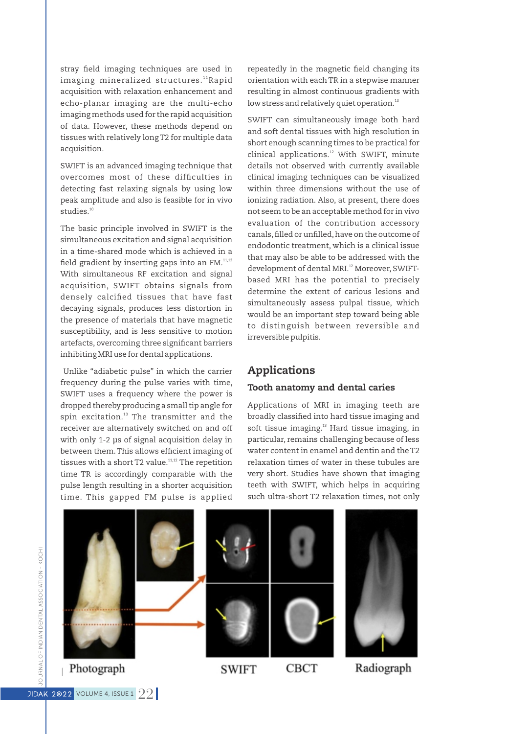stray field imaging techniques are used in imaging mineralized structures.[11] Rapid acquisition with relaxation enhancement and echo-planar imaging are the multi-echo imaging methods used for the rapid acquisition of data. However, these methods depend on tissues with relatively long T2 for multiple data acquisition.

SWIFT is an advanced imaging technique that overcomes most of these difficulties in detecting fast relaxing signals by using low peak amplitude and also is feasible for in vivo studies.[10]

The basic principle involved in SWIFT is the simultaneous excitation and signal acquisition in a time-shared mode which is achieved in a field gradient by inserting gaps into an FM.[11,12] With simultaneous RF excitation and signal acquisition, SWIFT obtains signals from densely calcified tissues that have fast decaying signals, produces less distortion in the presence of materials that have magnetic susceptibility, and is less sensitive to motion artefacts, overcoming three significant barriers inhibiting MRI use for dental applications.

Unlike "adiabetic pulse" in which the carrier frequency during the pulse varies with time, SWIFT uses a frequency where the power is dropped thereby producing a small tip angle for spin excitation.[13] The transmitter and the receiver are alternatively switched on and off with only 1-2 µs of signal acquisition delay in between them. This allows efficient imaging of tissues with a short T2 value.[11,12] The repetition time TR is accordingly comparable with the pulse length resulting in a shorter acquisition time. This gapped FM pulse is applied repeatedly in the magnetic field changing its orientation with each TR in a stepwise manner resulting in almost continuous gradients with low stress and relatively quiet operation.[13]

SWIFT can simultaneously image both hard and soft dental tissues with high resolution in short enough scanning times to be practical for clinical applications.[12] With SWIFT, minute details not observed with currently available clinical imaging techniques can be visualized within three dimensions without the use of ionizing radiation. Also, at present, there does not seem to be an acceptable method for in vivo evaluation of the contribution accessory canals, filled or unfilled, have on the outcome of endodontic treatment, which is a clinical issue that may also be able to be addressed with the development of dental MRI.[12] Moreover, SWIFT-based MRI has the potential to precisely determine the extent of carious lesions and simultaneously assess pulpal tissue, which would be an important step toward being able to distinguish between reversible and irreversible pulpitis.

## Applications

### Tooth anatomy and dental caries

Applications of MRI in imaging teeth are broadly classified into hard tissue imaging and soft tissue imaging.[13] Hard tissue imaging, in particular, remains challenging because of less water content in enamel and dentin and the T2 relaxation times of water in these tubules are very short. Studies have shown that imaging teeth with SWIFT, which helps in acquiring such ultra-short T2 relaxation times, not only

Photograph SWIFT CBCT Radiograph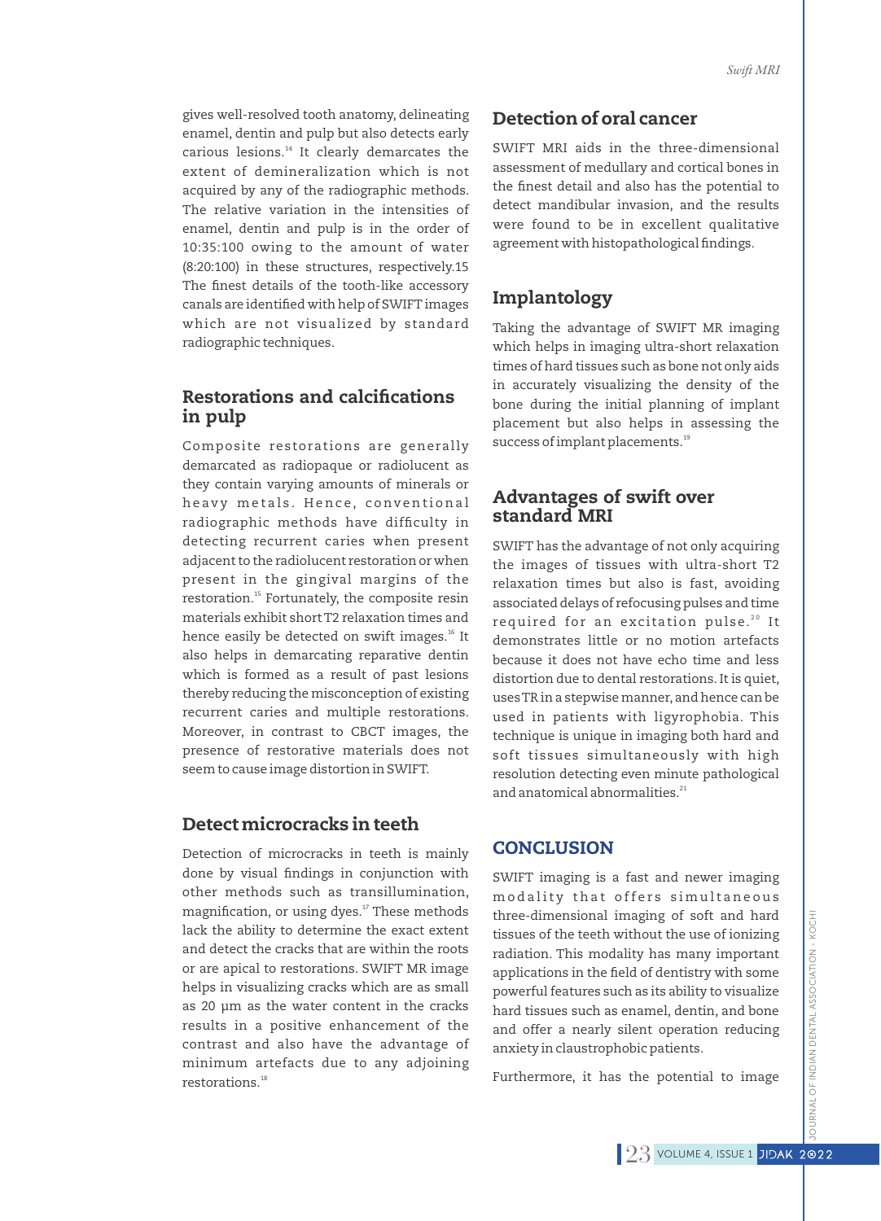gives well-resolved tooth anatomy, delineating enamel, dentin and pulp but also detects early carious lesions.[14] It clearly demarcates the extent of demineralization which is not acquired by any of the radiographic methods. The relative variation in the intensities of enamel, dentin and pulp is in the order of 10:35:100 owing to the amount of water (8:20:100) in these structures, respectively.15 The finest details of the tooth-like accessory canals are identified with help of SWIFT images which are not visualized by standard radiographic techniques.

## Restorations and calcifications in pulp

Composite restorations are generally demarcated as radiopaque or radiolucent as they contain varying amounts of minerals or heavy metals. Hence, conventional radiographic methods have difficulty in detecting recurrent caries when present adjacent to the radiolucent restoration or when present in the gingival margins of the restoration.[15] Fortunately, the composite resin materials exhibit short T2 relaxation times and hence easily be detected on swift images.[16] It also helps in demarcating reparative dentin which is formed as a result of past lesions thereby reducing the misconception of existing recurrent caries and multiple restorations. Moreover, in contrast to CBCT images, the presence of restorative materials does not seem to cause image distortion in SWIFT.

## Detect microcracks in teeth

Detection of microcracks in teeth is mainly done by visual findings in conjunction with other methods such as transillumination, magnification, or using dyes.[17] These methods lack the ability to determine the exact extent and detect the cracks that are within the roots or are apical to restorations. SWIFT MR image helps in visualizing cracks which are as small as 20 µm as the water content in the cracks results in a positive enhancement of the contrast and also have the advantage of minimum artefacts due to any adjoining restorations.[18]

## Detection of oral cancer

SWIFT MRI aids in the three-dimensional assessment of medullary and cortical bones in the finest detail and also has the potential to detect mandibular invasion, and the results were found to be in excellent qualitative agreement with histopathological findings.

## Implantology

Taking the advantage of SWIFT MR imaging which helps in imaging ultra-short relaxation times of hard tissues such as bone not only aids in accurately visualizing the density of the bone during the initial planning of implant placement but also helps in assessing the success of implant placements.[19]

## Advantages of swift over standard MRI

SWIFT has the advantage of not only acquiring the images of tissues with ultra-short T2 relaxation times but also is fast, avoiding associated delays of refocusing pulses and time required for an excitation pulse.[20] It demonstrates little or no motion artefacts because it does not have echo time and less distortion due to dental restorations. It is quiet, uses TR in a stepwise manner, and hence can be used in patients with ligyrophobia. This technique is unique in imaging both hard and soft tissues simultaneously with high resolution detecting even minute pathological and anatomical abnormalities.[21]

## CONCLUSION

SWIFT imaging is a fast and newer imaging modality that offers simultaneous three-dimensional imaging of soft and hard tissues of the teeth without the use of ionizing radiation. This modality has many important applications in the field of dentistry with some powerful features such as its ability to visualize hard tissues such as enamel, dentin, and bone and offer a nearly silent operation reducing anxiety in claustrophobic patients.

Furthermore, it has the potential to image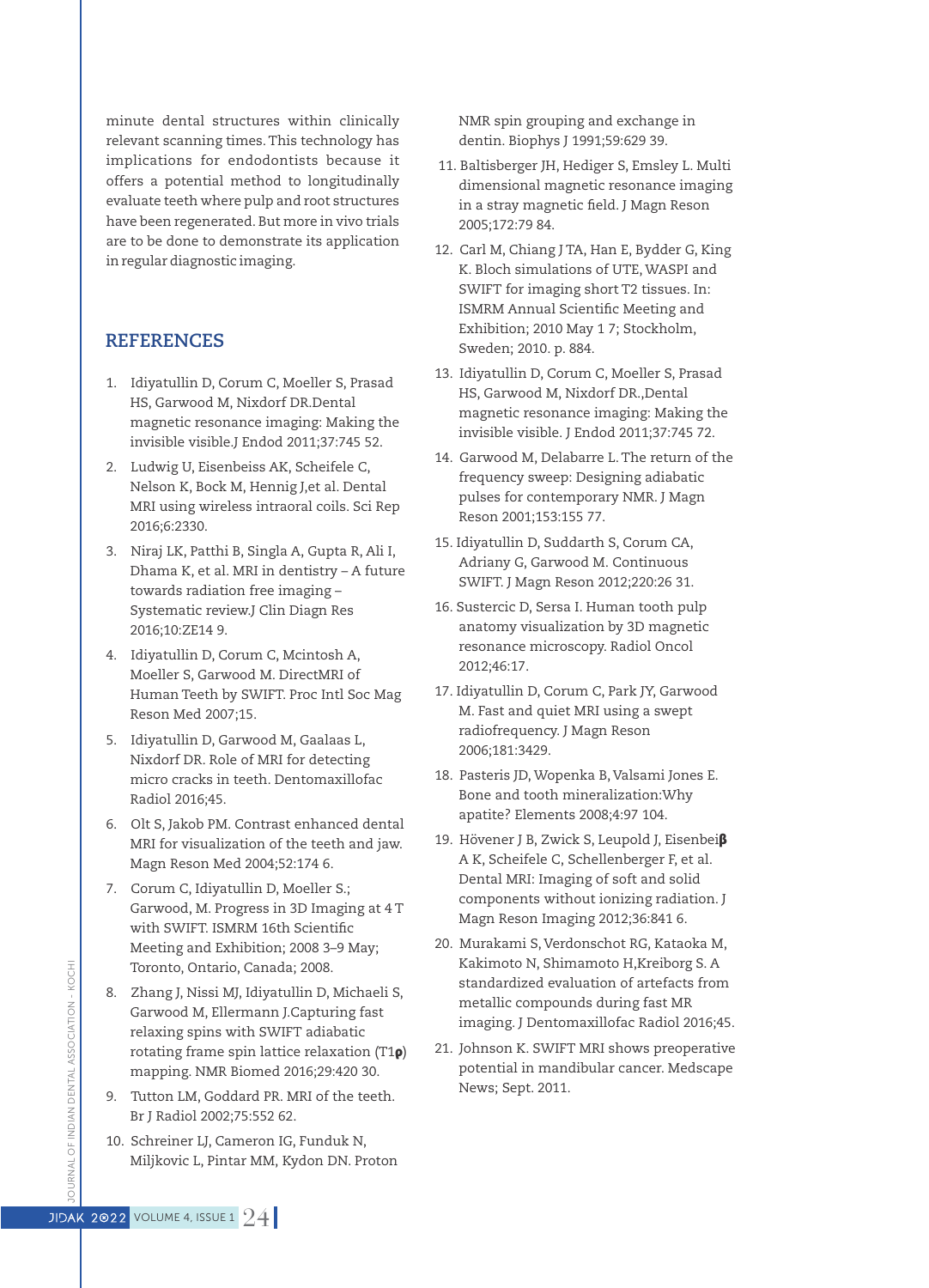minute dental structures within clinically relevant scanning times. This technology has implications for endodontists because it offers a potential method to longitudinally evaluate teeth where pulp and root structures have been regenerated. But more in vivo trials are to be done to demonstrate its application in regular diagnostic imaging.

## REFERENCES

1. Idiyatullin D, Corum C, Moeller S, Prasad HS, Garwood M, Nixdorf DR.Dental magnetic resonance imaging: Making the invisible visible.J Endod 2011;37:745 52.
2. Ludwig U, Eisenbeiss AK, Scheifele C, Nelson K, Bock M, Hennig J,et al. Dental MRI using wireless intraoral coils. Sci Rep 2016;6:2330.
3. Niraj LK, Patthi B, Singla A, Gupta R, Ali I, Dhama K, et al. MRI in dentistry – A future towards radiation free imaging – Systematic review.J Clin Diagn Res 2016;10:ZE14 9.
4. Idiyatullin D, Corum C, Mcintosh A, Moeller S, Garwood M. DirectMRI of Human Teeth by SWIFT. Proc Intl Soc Mag Reson Med 2007;15.
5. Idiyatullin D, Garwood M, Gaalaas L, Nixdorf DR. Role of MRI for detecting micro cracks in teeth. Dentomaxillofac Radiol 2016;45.
6. Olt S, Jakob PM. Contrast enhanced dental MRI for visualization of the teeth and jaw. Magn Reson Med 2004;52:174 6.
7. Corum C, Idiyatullin D, Moeller S.; Garwood, M. Progress in 3D Imaging at 4 T with SWIFT. ISMRM 16th Scientific Meeting and Exhibition; 2008 3–9 May; Toronto, Ontario, Canada; 2008.
8. Zhang J, Nissi MJ, Idiyatullin D, Michaeli S, Garwood M, Ellermann J.Capturing fast relaxing spins with SWIFT adiabatic rotating frame spin lattice relaxation (T1**ρ**) mapping. NMR Biomed 2016;29:420 30.
9. Tutton LM, Goddard PR. MRI of the teeth. Br J Radiol 2002;75:552 62.
10. Schreiner LJ, Cameron IG, Funduk N, Miljkovic L, Pintar MM, Kydon DN. Proton NMR spin grouping and exchange in dentin. Biophys J 1991;59:629 39.
11. Baltisberger JH, Hediger S, Emsley L. Multi dimensional magnetic resonance imaging in a stray magnetic field. J Magn Reson 2005;172:79 84.
12. Carl M, Chiang J TA, Han E, Bydder G, King K. Bloch simulations of UTE, WASPI and SWIFT for imaging short T2 tissues. In: ISMRM Annual Scientific Meeting and Exhibition; 2010 May 1 7; Stockholm, Sweden; 2010. p. 884.
13. Idiyatullin D, Corum C, Moeller S, Prasad HS, Garwood M, Nixdorf DR.,Dental magnetic resonance imaging: Making the invisible visible. J Endod 2011;37:745 72.
14. Garwood M, Delabarre L. The return of the frequency sweep: Designing adiabatic pulses for contemporary NMR. J Magn Reson 2001;153:155 77.
15. Idiyatullin D, Suddarth S, Corum CA, Adriany G, Garwood M. Continuous SWIFT. J Magn Reson 2012;220:26 31.
16. Sustercic D, Sersa I. Human tooth pulp anatomy visualization by 3D magnetic resonance microscopy. Radiol Oncol 2012;46:17.
17. Idiyatullin D, Corum C, Park JY, Garwood M. Fast and quiet MRI using a swept radiofrequency. J Magn Reson 2006;181:3429.
18. Pasteris JD, Wopenka B, Valsami Jones E. Bone and tooth mineralization:Why apatite? Elements 2008;4:97 104.
19. Hövener J B, Zwick S, Leupold J, Eisenbei**β** A K, Scheifele C, Schellenberger F, et al. Dental MRI: Imaging of soft and solid components without ionizing radiation. J Magn Reson Imaging 2012;36:841 6.
20. Murakami S, Verdonschot RG, Kataoka M, Kakimoto N, Shimamoto H,Kreiborg S. A standardized evaluation of artefacts from metallic compounds during fast MR imaging. J Dentomaxillofac Radiol 2016;45.
21. Johnson K. SWIFT MRI shows preoperative potential in mandibular cancer. Medscape News; Sept. 2011.